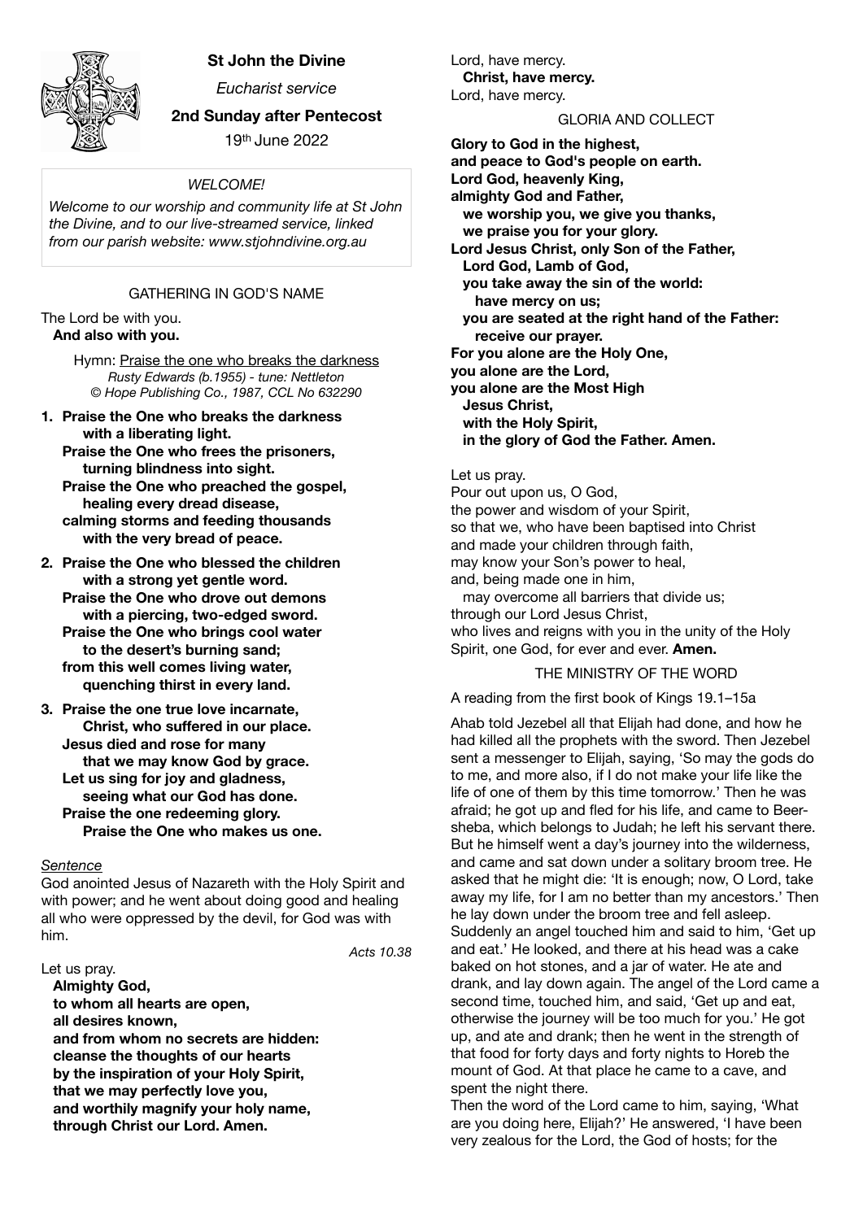# St John the Divine

*Eucharist service*

**2nd Sunday after Pentecost**

19th June 2022

*WELCOME!*

*Welcome to our worship and community life at St John the Divine, and to our live-streamed service, linked from our parish website: www.stjohndivine.org.au*

## GATHERING IN GOD'S NAME

The Lord be with you.
**And also with you.**

Hymn: Praise the one who breaks the darkness
*Rusty Edwards (b.1955) - tune: Nettleton*
*© Hope Publishing Co., 1987, CCL No 632290*

1. **Praise the One who breaks the darkness
with a liberating light.
Praise the One who frees the prisoners,
turning blindness into sight.
Praise the One who preached the gospel,
healing every dread disease,
calming storms and feeding thousands
with the very bread of peace.**

2. **Praise the One who blessed the children
with a strong yet gentle word.
Praise the One who drove out demons
with a piercing, two-edged sword.
Praise the One who brings cool water
to the desert's burning sand;
from this well comes living water,
quenching thirst in every land.**

3. **Praise the one true love incarnate,
Christ, who suffered in our place.
Jesus died and rose for many
that we may know God by grace.
Let us sing for joy and gladness,
seeing what our God has done.
Praise the one redeeming glory.
Praise the One who makes us one.**

*Sentence*

God anointed Jesus of Nazareth with the Holy Spirit and with power; and he went about doing good and healing all who were oppressed by the devil, for God was with him.

*Acts 10.38*

Let us pray.
**Almighty God,
to whom all hearts are open,
all desires known,
and from whom no secrets are hidden:
cleanse the thoughts of our hearts
by the inspiration of your Holy Spirit,
that we may perfectly love you,
and worthily magnify your holy name,
through Christ our Lord. Amen.**

Lord, have mercy.
**Christ, have mercy.**
Lord, have mercy.

## GLORIA AND COLLECT

**Glory to God in the highest,
and peace to God's people on earth.
Lord God, heavenly King,
almighty God and Father,
we worship you, we give you thanks,
we praise you for your glory.
Lord Jesus Christ, only Son of the Father,
Lord God, Lamb of God,
you take away the sin of the world:
have mercy on us;
you are seated at the right hand of the Father:
receive our prayer.
For you alone are the Holy One,
you alone are the Lord,
you alone are the Most High
Jesus Christ,
with the Holy Spirit,
in the glory of God the Father. Amen.**

Let us pray.
Pour out upon us, O God,
the power and wisdom of your Spirit,
so that we, who have been baptised into Christ
and made your children through faith,
may know your Son's power to heal,
and, being made one in him,
may overcome all barriers that divide us;
through our Lord Jesus Christ,
who lives and reigns with you in the unity of the Holy Spirit, one God, for ever and ever. **Amen.**

## THE MINISTRY OF THE WORD

A reading from the first book of Kings 19.1–15a

Ahab told Jezebel all that Elijah had done, and how he had killed all the prophets with the sword. Then Jezebel sent a messenger to Elijah, saying, 'So may the gods do to me, and more also, if I do not make your life like the life of one of them by this time tomorrow.' Then he was afraid; he got up and fled for his life, and came to Beer-sheba, which belongs to Judah; he left his servant there. But he himself went a day's journey into the wilderness, and came and sat down under a solitary broom tree. He asked that he might die: 'It is enough; now, O Lord, take away my life, for I am no better than my ancestors.' Then he lay down under the broom tree and fell asleep. Suddenly an angel touched him and said to him, 'Get up and eat.' He looked, and there at his head was a cake baked on hot stones, and a jar of water. He ate and drank, and lay down again. The angel of the Lord came a second time, touched him, and said, 'Get up and eat, otherwise the journey will be too much for you.' He got up, and ate and drank; then he went in the strength of that food for forty days and forty nights to Horeb the mount of God. At that place he came to a cave, and spent the night there.

Then the word of the Lord came to him, saying, 'What are you doing here, Elijah?' He answered, 'I have been very zealous for the Lord, the God of hosts; for the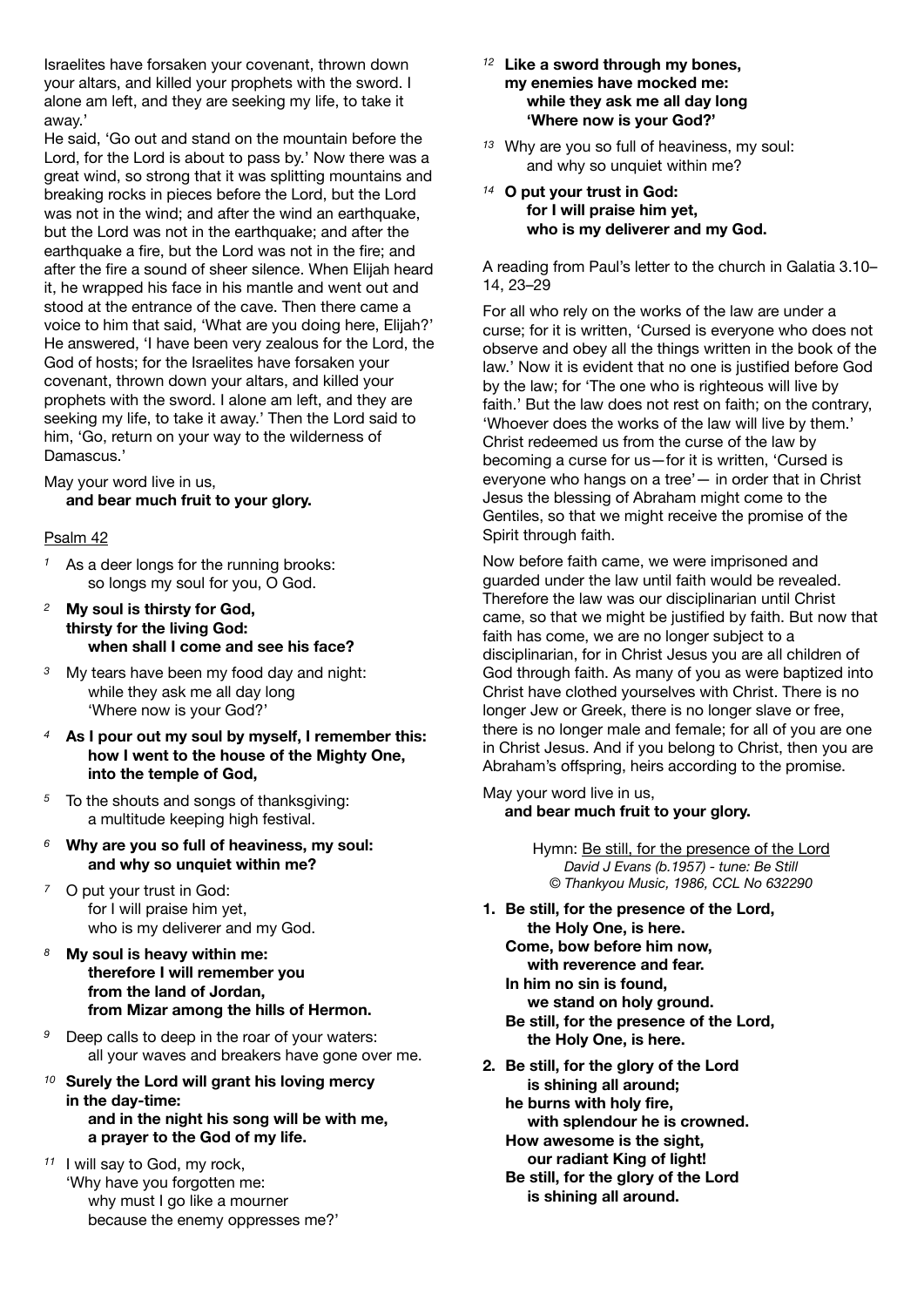Israelites have forsaken your covenant, thrown down your altars, and killed your prophets with the sword. I alone am left, and they are seeking my life, to take it away.'

He said, 'Go out and stand on the mountain before the Lord, for the Lord is about to pass by.' Now there was a great wind, so strong that it was splitting mountains and breaking rocks in pieces before the Lord, but the Lord was not in the wind; and after the wind an earthquake, but the Lord was not in the earthquake; and after the earthquake a fire, but the Lord was not in the fire; and after the fire a sound of sheer silence. When Elijah heard it, he wrapped his face in his mantle and went out and stood at the entrance of the cave. Then there came a voice to him that said, 'What are you doing here, Elijah?' He answered, 'I have been very zealous for the Lord, the God of hosts; for the Israelites have forsaken your covenant, thrown down your altars, and killed your prophets with the sword. I alone am left, and they are seeking my life, to take it away.' Then the Lord said to him, 'Go, return on your way to the wilderness of Damascus.'

May your word live in us,
**and bear much fruit to your glory.**

Psalm 42

1 As a deer longs for the running brooks:
so longs my soul for you, O God.

2 **My soul is thirsty for God,
thirsty for the living God:
when shall I come and see his face?**

3 My tears have been my food day and night:
while they ask me all day long
'Where now is your God?'

4 **As I pour out my soul by myself, I remember this:
how I went to the house of the Mighty One,
into the temple of God,**

5 To the shouts and songs of thanksgiving:
a multitude keeping high festival.

6 **Why are you so full of heaviness, my soul:
and why so unquiet within me?**

7 O put your trust in God:
for I will praise him yet,
who is my deliverer and my God.

8 **My soul is heavy within me:
therefore I will remember you
from the land of Jordan,
from Mizar among the hills of Hermon.**

9 Deep calls to deep in the roar of your waters:
all your waves and breakers have gone over me.

10 **Surely the Lord will grant his loving mercy
in the day-time:
and in the night his song will be with me,
a prayer to the God of my life.**

11 I will say to God, my rock,
'Why have you forgotten me:
why must I go like a mourner
because the enemy oppresses me?'

12 **Like a sword through my bones,
my enemies have mocked me:
while they ask me all day long
'Where now is your God?'**

13 Why are you so full of heaviness, my soul:
and why so unquiet within me?

14 **O put your trust in God:
for I will praise him yet,
who is my deliverer and my God.**

A reading from Paul's letter to the church in Galatia 3.10–14, 23–29

For all who rely on the works of the law are under a curse; for it is written, 'Cursed is everyone who does not observe and obey all the things written in the book of the law.' Now it is evident that no one is justified before God by the law; for 'The one who is righteous will live by faith.' But the law does not rest on faith; on the contrary, 'Whoever does the works of the law will live by them.' Christ redeemed us from the curse of the law by becoming a curse for us—for it is written, 'Cursed is everyone who hangs on a tree'— in order that in Christ Jesus the blessing of Abraham might come to the Gentiles, so that we might receive the promise of the Spirit through faith.

Now before faith came, we were imprisoned and guarded under the law until faith would be revealed. Therefore the law was our disciplinarian until Christ came, so that we might be justified by faith. But now that faith has come, we are no longer subject to a disciplinarian, for in Christ Jesus you are all children of God through faith. As many of you as were baptized into Christ have clothed yourselves with Christ. There is no longer Jew or Greek, there is no longer slave or free, there is no longer male and female; for all of you are one in Christ Jesus. And if you belong to Christ, then you are Abraham's offspring, heirs according to the promise.

May your word live in us,
**and bear much fruit to your glory.**

Hymn: Be still, for the presence of the Lord
*David J Evans (b.1957) - tune: Be Still*
*© Thankyou Music, 1986, CCL No 632290*

**1. Be still, for the presence of the Lord,
the Holy One, is here.
Come, bow before him now,
with reverence and fear.
In him no sin is found,
we stand on holy ground.
Be still, for the presence of the Lord,
the Holy One, is here.**

**2. Be still, for the glory of the Lord
is shining all around;
he burns with holy fire,
with splendour he is crowned.
How awesome is the sight,
our radiant King of light!
Be still, for the glory of the Lord
is shining all around.**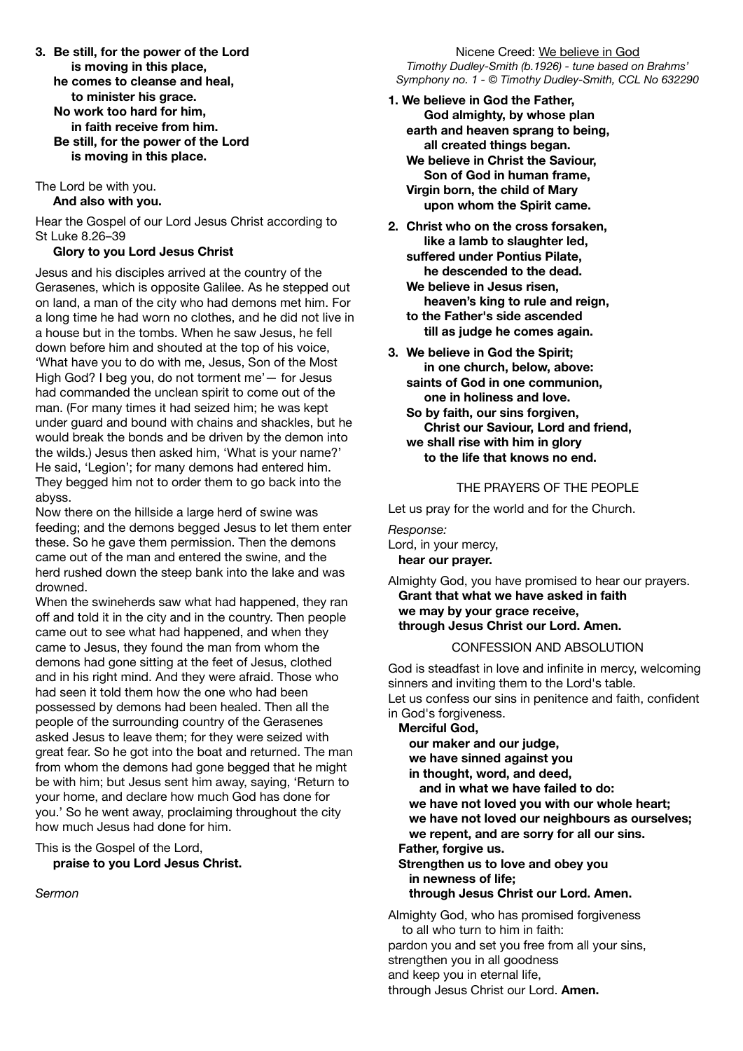**3. Be still, for the power of the Lord**
**is moving in this place,**
**he comes to cleanse and heal,**
**to minister his grace.**
**No work too hard for him,**
**in faith receive from him.**
**Be still, for the power of the Lord**
**is moving in this place.**

The Lord be with you.
**And also with you.**

Hear the Gospel of our Lord Jesus Christ according to St Luke 8.26–39
**Glory to you Lord Jesus Christ**

Jesus and his disciples arrived at the country of the Gerasenes, which is opposite Galilee. As he stepped out on land, a man of the city who had demons met him. For a long time he had worn no clothes, and he did not live in a house but in the tombs. When he saw Jesus, he fell down before him and shouted at the top of his voice, 'What have you to do with me, Jesus, Son of the Most High God? I beg you, do not torment me'— for Jesus had commanded the unclean spirit to come out of the man. (For many times it had seized him; he was kept under guard and bound with chains and shackles, but he would break the bonds and be driven by the demon into the wilds.) Jesus then asked him, 'What is your name?' He said, 'Legion'; for many demons had entered him. They begged him not to order them to go back into the abyss.
Now there on the hillside a large herd of swine was feeding; and the demons begged Jesus to let them enter these. So he gave them permission. Then the demons came out of the man and entered the swine, and the herd rushed down the steep bank into the lake and was drowned.
When the swineherds saw what had happened, they ran off and told it in the city and in the country. Then people came out to see what had happened, and when they came to Jesus, they found the man from whom the demons had gone sitting at the feet of Jesus, clothed and in his right mind. And they were afraid. Those who had seen it told them how the one who had been possessed by demons had been healed. Then all the people of the surrounding country of the Gerasenes asked Jesus to leave them; for they were seized with great fear. So he got into the boat and returned. The man from whom the demons had gone begged that he might be with him; but Jesus sent him away, saying, 'Return to your home, and declare how much God has done for you.' So he went away, proclaiming throughout the city how much Jesus had done for him.

This is the Gospel of the Lord,
**praise to you Lord Jesus Christ.**

*Sermon*

Nicene Creed: We believe in God
*Timothy Dudley-Smith (b.1926) - tune based on Brahms' Symphony no. 1 - © Timothy Dudley-Smith, CCL No 632290*

**1. We believe in God the Father,**
**God almighty, by whose plan**
**earth and heaven sprang to being,**
**all created things began.**
**We believe in Christ the Saviour,**
**Son of God in human frame,**
**Virgin born, the child of Mary**
**upon whom the Spirit came.**

**2. Christ who on the cross forsaken,**
**like a lamb to slaughter led,**
**suffered under Pontius Pilate,**
**he descended to the dead.**
**We believe in Jesus risen,**
**heaven's king to rule and reign,**
**to the Father's side ascended**
**till as judge he comes again.**

**3. We believe in God the Spirit;**
**in one church, below, above:**
**saints of God in one communion,**
**one in holiness and love.**
**So by faith, our sins forgiven,**
**Christ our Saviour, Lord and friend,**
**we shall rise with him in glory**
**to the life that knows no end.**

## THE PRAYERS OF THE PEOPLE

Let us pray for the world and for the Church.

*Response:*
Lord, in your mercy,
**hear our prayer.**

Almighty God, you have promised to hear our prayers.
**Grant that what we have asked in faith**
**we may by your grace receive,**
**through Jesus Christ our Lord. Amen.**

## CONFESSION AND ABSOLUTION

God is steadfast in love and infinite in mercy, welcoming sinners and inviting them to the Lord's table.
Let us confess our sins in penitence and faith, confident in God's forgiveness.

**Merciful God,**
**our maker and our judge,**
**we have sinned against you**
**in thought, word, and deed,**
**and in what we have failed to do:**
**we have not loved you with our whole heart;**
**we have not loved our neighbours as ourselves;**
**we repent, and are sorry for all our sins.**
**Father, forgive us.**
**Strengthen us to love and obey you**
**in newness of life;**
**through Jesus Christ our Lord. Amen.**

Almighty God, who has promised forgiveness
to all who turn to him in faith:
pardon you and set you free from all your sins,
strengthen you in all goodness
and keep you in eternal life,
through Jesus Christ our Lord. **Amen.**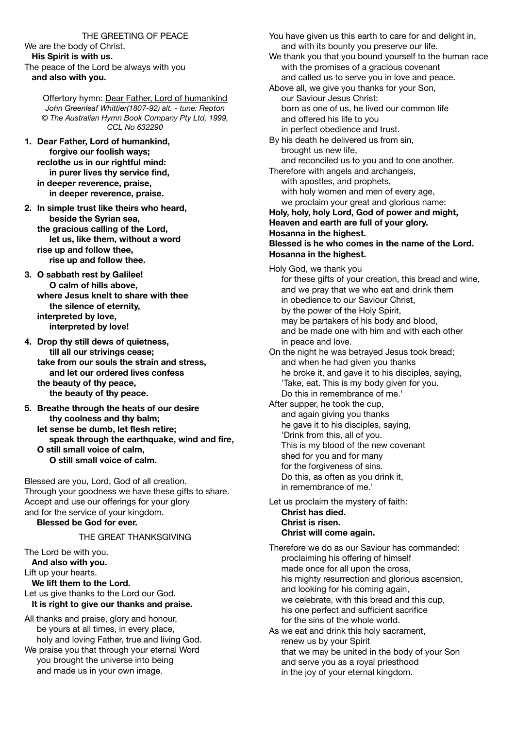## THE GREETING OF PEACE

We are the body of Christ.
**His Spirit is with us.**
The peace of the Lord be always with you
**and also with you.**

Offertory hymn: Dear Father, Lord of humankind
*John Greenleaf Whittier(1807-92) alt. - tune: Repton*
*© The Australian Hymn Book Company Pty Ltd, 1999, CCL No 632290*

**1. Dear Father, Lord of humankind,
forgive our foolish ways;
reclothe us in our rightful mind:
in purer lives thy service find,
in deeper reverence, praise,
in deeper reverence, praise.**

**2. In simple trust like theirs who heard,
beside the Syrian sea,
the gracious calling of the Lord,
let us, like them, without a word
rise up and follow thee,
rise up and follow thee.**

**3. O sabbath rest by Galilee!
O calm of hills above,
where Jesus knelt to share with thee
the silence of eternity,
interpreted by love,
interpreted by love!**

**4. Drop thy still dews of quietness,
till all our strivings cease;
take from our souls the strain and stress,
and let our ordered lives confess
the beauty of thy peace,
the beauty of thy peace.**

**5. Breathe through the heats of our desire
thy coolness and thy balm;
let sense be dumb, let flesh retire;
speak through the earthquake, wind and fire,
O still small voice of calm,
O still small voice of calm.**

Blessed are you, Lord, God of all creation.
Through your goodness we have these gifts to share.
Accept and use our offerings for your glory
and for the service of your kingdom.
**Blessed be God for ever.**

## THE GREAT THANKSGIVING

The Lord be with you.
**And also with you.**
Lift up your hearts.
**We lift them to the Lord.**
Let us give thanks to the Lord our God.
**It is right to give our thanks and praise.**

All thanks and praise, glory and honour,
be yours at all times, in every place,
holy and loving Father, true and living God.
We praise you that through your eternal Word
you brought the universe into being
and made us in your own image.
You have given us this earth to care for and delight in,
and with its bounty you preserve our life.
We thank you that you bound yourself to the human race
with the promises of a gracious covenant
and called us to serve you in love and peace.
Above all, we give you thanks for your Son,
our Saviour Jesus Christ:
born as one of us, he lived our common life
and offered his life to you
in perfect obedience and trust.
By his death he delivered us from sin,
brought us new life,
and reconciled us to you and to one another.
Therefore with angels and archangels,
with apostles, and prophets,
with holy women and men of every age,
we proclaim your great and glorious name:
**Holy, holy, holy Lord, God of power and might,
Heaven and earth are full of your glory.
Hosanna in the highest.
Blessed is he who comes in the name of the Lord.
Hosanna in the highest.**

Holy God, we thank you
for these gifts of your creation, this bread and wine,
and we pray that we who eat and drink them
in obedience to our Saviour Christ,
by the power of the Holy Spirit,
may be partakers of his body and blood,
and be made one with him and with each other
in peace and love.
On the night he was betrayed Jesus took bread;
and when he had given you thanks
he broke it, and gave it to his disciples, saying,
'Take, eat. This is my body given for you.
Do this in remembrance of me.'
After supper, he took the cup,
and again giving you thanks
he gave it to his disciples, saying,
'Drink from this, all of you.
This is my blood of the new covenant
shed for you and for many
for the forgiveness of sins.
Do this, as often as you drink it,
in remembrance of me.'

Let us proclaim the mystery of faith:
**Christ has died.
Christ is risen.
Christ will come again.**

Therefore we do as our Saviour has commanded:
proclaiming his offering of himself
made once for all upon the cross,
his mighty resurrection and glorious ascension,
and looking for his coming again,
we celebrate, with this bread and this cup,
his one perfect and sufficient sacrifice
for the sins of the whole world.
As we eat and drink this holy sacrament,
renew us by your Spirit
that we may be united in the body of your Son
and serve you as a royal priesthood
in the joy of your eternal kingdom.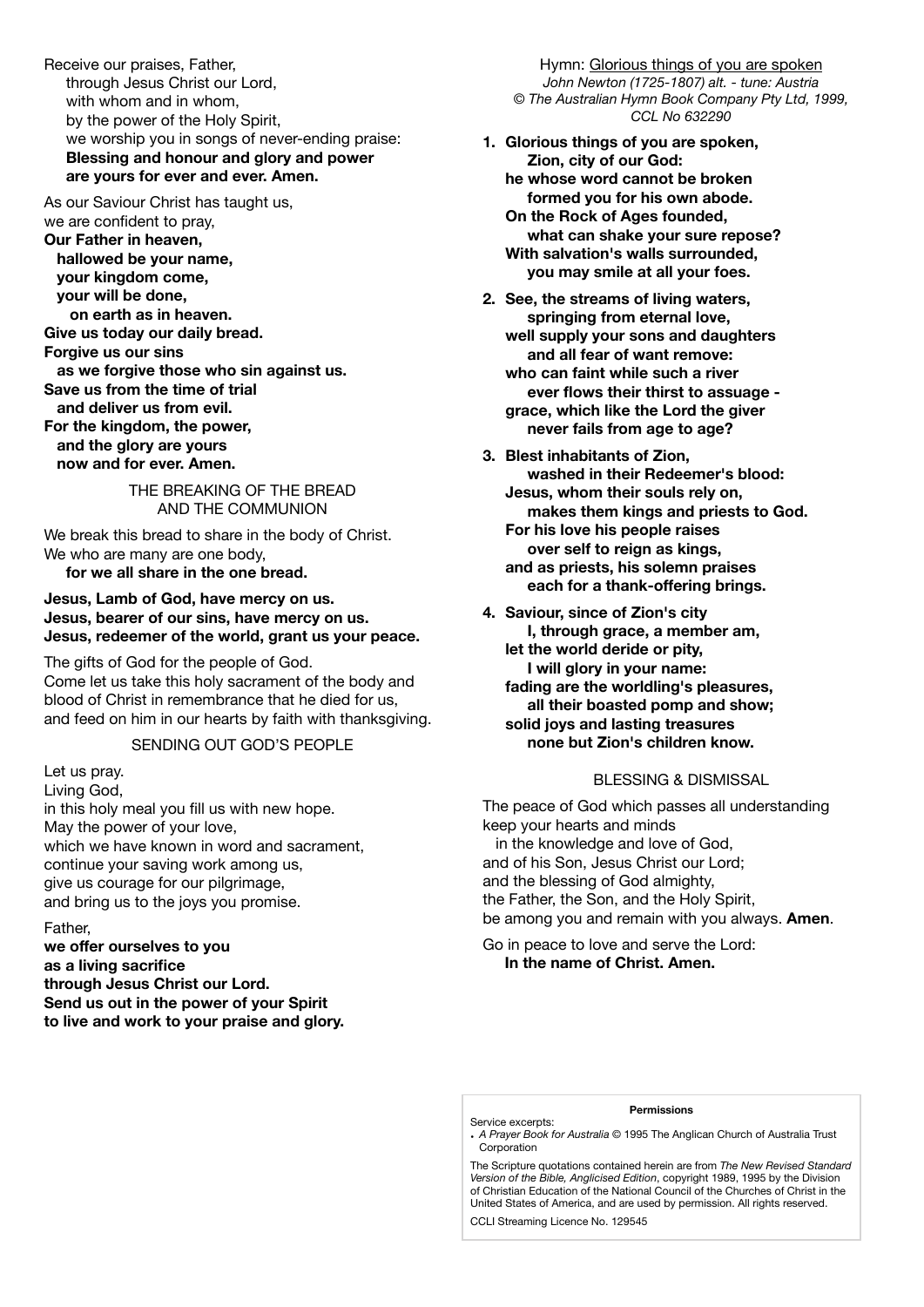Receive our praises, Father,
through Jesus Christ our Lord,
with whom and in whom,
by the power of the Holy Spirit,
we worship you in songs of never-ending praise:
**Blessing and honour and glory and power**
**are yours for ever and ever. Amen.**

As our Saviour Christ has taught us,
we are confident to pray,
**Our Father in heaven,**
**hallowed be your name,**
**your kingdom come,**
**your will be done,**
**on earth as in heaven.**
**Give us today our daily bread.**
**Forgive us our sins**
**as we forgive those who sin against us.**
**Save us from the time of trial**
**and deliver us from evil.**
**For the kingdom, the power,**
**and the glory are yours**
**now and for ever. Amen.**

## THE BREAKING OF THE BREAD AND THE COMMUNION

We break this bread to share in the body of Christ.
We who are many are one body,
**for we all share in the one bread.**

**Jesus, Lamb of God, have mercy on us.**
**Jesus, bearer of our sins, have mercy on us.**
**Jesus, redeemer of the world, grant us your peace.**

The gifts of God for the people of God.
Come let us take this holy sacrament of the body and blood of Christ in remembrance that he died for us, and feed on him in our hearts by faith with thanksgiving.

## SENDING OUT GOD'S PEOPLE

Let us pray.
Living God,
in this holy meal you fill us with new hope.
May the power of your love,
which we have known in word and sacrament,
continue your saving work among us,
give us courage for our pilgrimage,
and bring us to the joys you promise.

Father,
**we offer ourselves to you**
**as a living sacrifice**
**through Jesus Christ our Lord.**
**Send us out in the power of your Spirit**
**to live and work to your praise and glory.**

Hymn: Glorious things of you are spoken
*John Newton (1725-1807) alt. - tune: Austria*
*© The Australian Hymn Book Company Pty Ltd, 1999, CCL No 632290*

**1. Glorious things of you are spoken,**
**Zion, city of our God:**
**he whose word cannot be broken**
**formed you for his own abode.**
**On the Rock of Ages founded,**
**what can shake your sure repose?**
**With salvation's walls surrounded,**
**you may smile at all your foes.**

**2. See, the streams of living waters,**
**springing from eternal love,**
**well supply your sons and daughters**
**and all fear of want remove:**
**who can faint while such a river**
**ever flows their thirst to assuage -**
**grace, which like the Lord the giver**
**never fails from age to age?**

**3. Blest inhabitants of Zion,**
**washed in their Redeemer's blood:**
**Jesus, whom their souls rely on,**
**makes them kings and priests to God.**
**For his love his people raises**
**over self to reign as kings,**
**and as priests, his solemn praises**
**each for a thank-offering brings.**

**4. Saviour, since of Zion's city**
**I, through grace, a member am,**
**let the world deride or pity,**
**I will glory in your name:**
**fading are the worldling's pleasures,**
**all their boasted pomp and show;**
**solid joys and lasting treasures**
**none but Zion's children know.**

## BLESSING & DISMISSAL

The peace of God which passes all understanding
keep your hearts and minds
in the knowledge and love of God,
and of his Son, Jesus Christ our Lord;
and the blessing of God almighty,
the Father, the Son, and the Holy Spirit,
be among you and remain with you always. **Amen**.

Go in peace to love and serve the Lord:
**In the name of Christ. Amen.**

**Permissions**

Service excerpts:
- *A Prayer Book for Australia* © 1995 The Anglican Church of Australia Trust Corporation

The Scripture quotations contained herein are from *The New Revised Standard Version of the Bible, Anglicised Edition*, copyright 1989, 1995 by the Division of Christian Education of the National Council of the Churches of Christ in the United States of America, and are used by permission. All rights reserved.

CCLI Streaming Licence No. 129545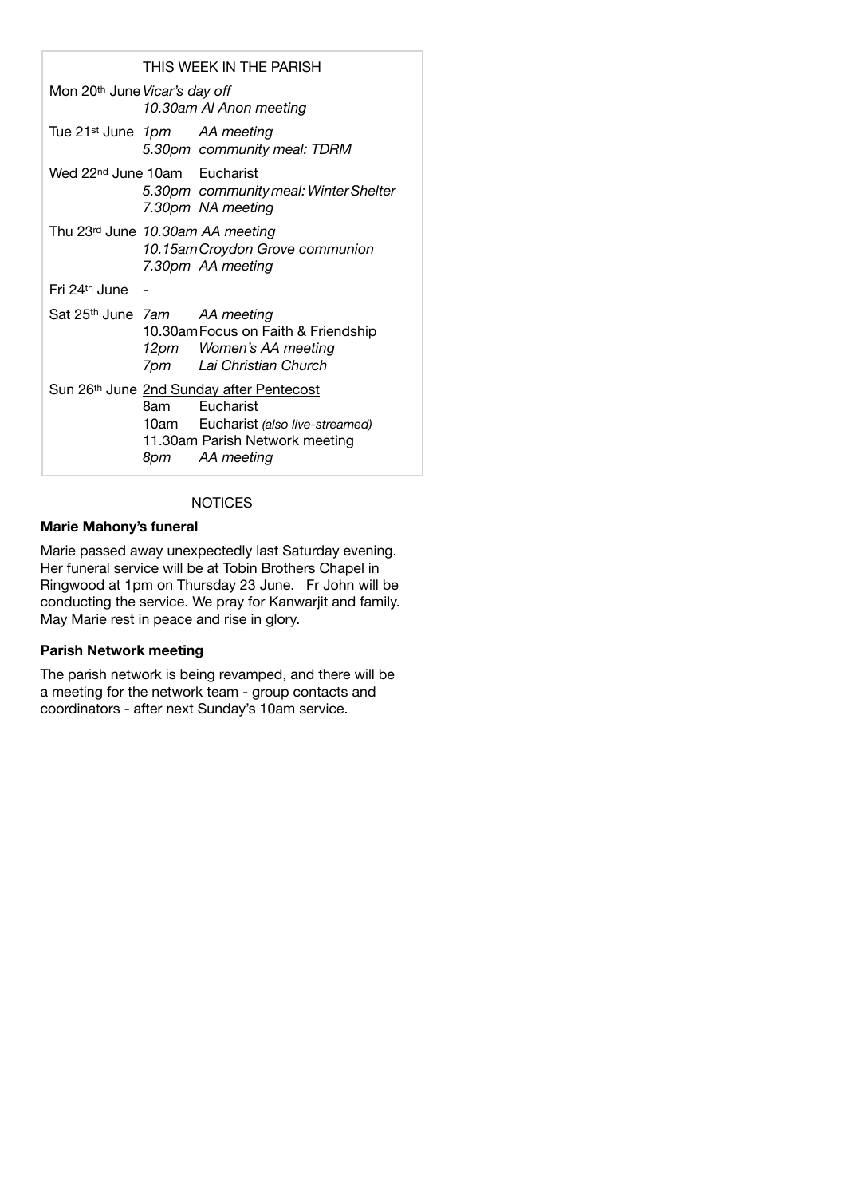## THIS WEEK IN THE PARISH

| | | |
|---|---|---|
| Mon 20th June | *Vicar's day off* | |
| | *10.30am* | *Al Anon meeting* |
| Tue 21st June | *1pm* | *AA meeting* |
| | *5.30pm* | *community meal: TDRM* |
| Wed 22nd June | 10am | Eucharist |
| | *5.30pm* | *community meal: Winter Shelter* |
| | *7.30pm* | *NA meeting* |
| Thu 23rd June | *10.30am* | *AA meeting* |
| | *10.15am* | *Croydon Grove communion* |
| | *7.30pm* | *AA meeting* |
| Fri 24th June | - | |
| Sat 25th June | *7am* | *AA meeting* |
| | 10.30am | Focus on Faith & Friendship |
| | *12pm* | *Women's AA meeting* |
| | *7pm* | *Lai Christian Church* |
| Sun 26th June | 2nd Sunday after Pentecost | |
| | 8am | Eucharist |
| | 10am | Eucharist *(also live-streamed)* |
| | 11.30am | Parish Network meeting |
| | *8pm* | *AA meeting* |

## NOTICES

**Marie Mahony's funeral**

Marie passed away unexpectedly last Saturday evening. Her funeral service will be at Tobin Brothers Chapel in Ringwood at 1pm on Thursday 23 June. Fr John will be conducting the service. We pray for Kanwarjit and family. May Marie rest in peace and rise in glory.

**Parish Network meeting**

The parish network is being revamped, and there will be a meeting for the network team - group contacts and coordinators - after next Sunday's 10am service.